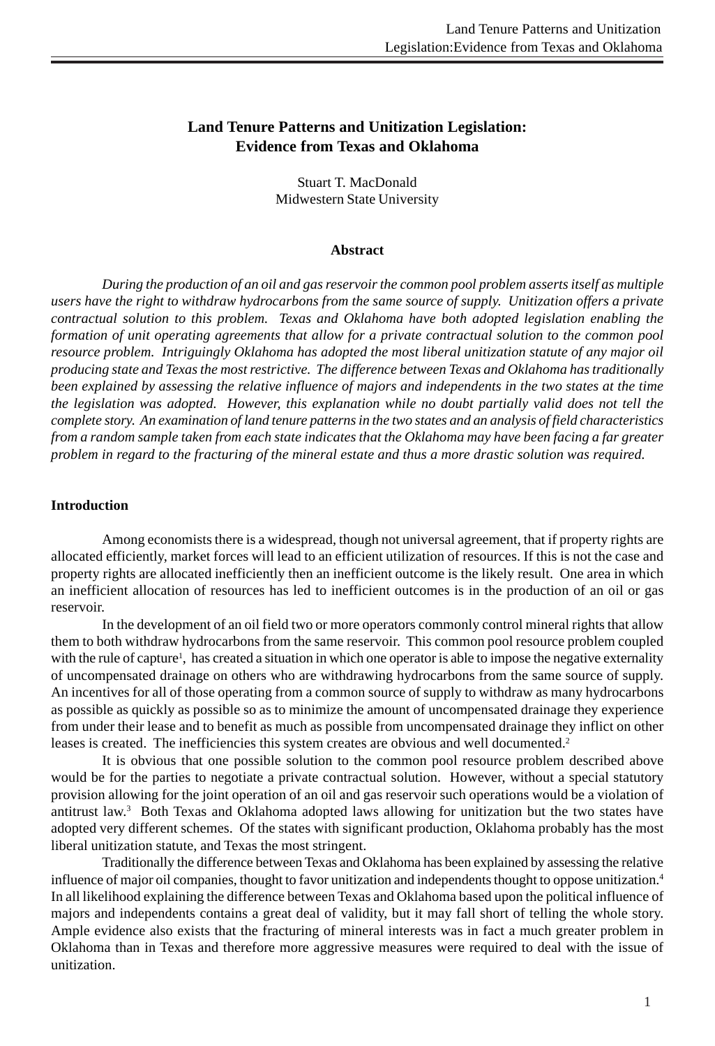# Land Tenure Patterns and Unitization Legislation: Evidence from Texas and Oklahoma

Stuart T. MacDonald
Midwestern State University

## Abstract

*During the production of an oil and gas reservoir the common pool problem asserts itself as multiple users have the right to withdraw hydrocarbons from the same source of supply. Unitization offers a private contractual solution to this problem. Texas and Oklahoma have both adopted legislation enabling the formation of unit operating agreements that allow for a private contractual solution to the common pool resource problem. Intriguingly Oklahoma has adopted the most liberal unitization statute of any major oil producing state and Texas the most restrictive. The difference between Texas and Oklahoma has traditionally been explained by assessing the relative influence of majors and independents in the two states at the time the legislation was adopted. However, this explanation while no doubt partially valid does not tell the complete story. An examination of land tenure patterns in the two states and an analysis of field characteristics from a random sample taken from each state indicates that the Oklahoma may have been facing a far greater problem in regard to the fracturing of the mineral estate and thus a more drastic solution was required.*

## Introduction

Among economists there is a widespread, though not universal agreement, that if property rights are allocated efficiently, market forces will lead to an efficient utilization of resources. If this is not the case and property rights are allocated inefficiently then an inefficient outcome is the likely result. One area in which an inefficient allocation of resources has led to inefficient outcomes is in the production of an oil or gas reservoir.

In the development of an oil field two or more operators commonly control mineral rights that allow them to both withdraw hydrocarbons from the same reservoir. This common pool resource problem coupled with the rule of capture[1], has created a situation in which one operator is able to impose the negative externality of uncompensated drainage on others who are withdrawing hydrocarbons from the same source of supply. An incentives for all of those operating from a common source of supply to withdraw as many hydrocarbons as possible as quickly as possible so as to minimize the amount of uncompensated drainage they experience from under their lease and to benefit as much as possible from uncompensated drainage they inflict on other leases is created. The inefficiencies this system creates are obvious and well documented.[2]

It is obvious that one possible solution to the common pool resource problem described above would be for the parties to negotiate a private contractual solution. However, without a special statutory provision allowing for the joint operation of an oil and gas reservoir such operations would be a violation of antitrust law.[3] Both Texas and Oklahoma adopted laws allowing for unitization but the two states have adopted very different schemes. Of the states with significant production, Oklahoma probably has the most liberal unitization statute, and Texas the most stringent.

Traditionally the difference between Texas and Oklahoma has been explained by assessing the relative influence of major oil companies, thought to favor unitization and independents thought to oppose unitization.[4] In all likelihood explaining the difference between Texas and Oklahoma based upon the political influence of majors and independents contains a great deal of validity, but it may fall short of telling the whole story. Ample evidence also exists that the fracturing of mineral interests was in fact a much greater problem in Oklahoma than in Texas and therefore more aggressive measures were required to deal with the issue of unitization.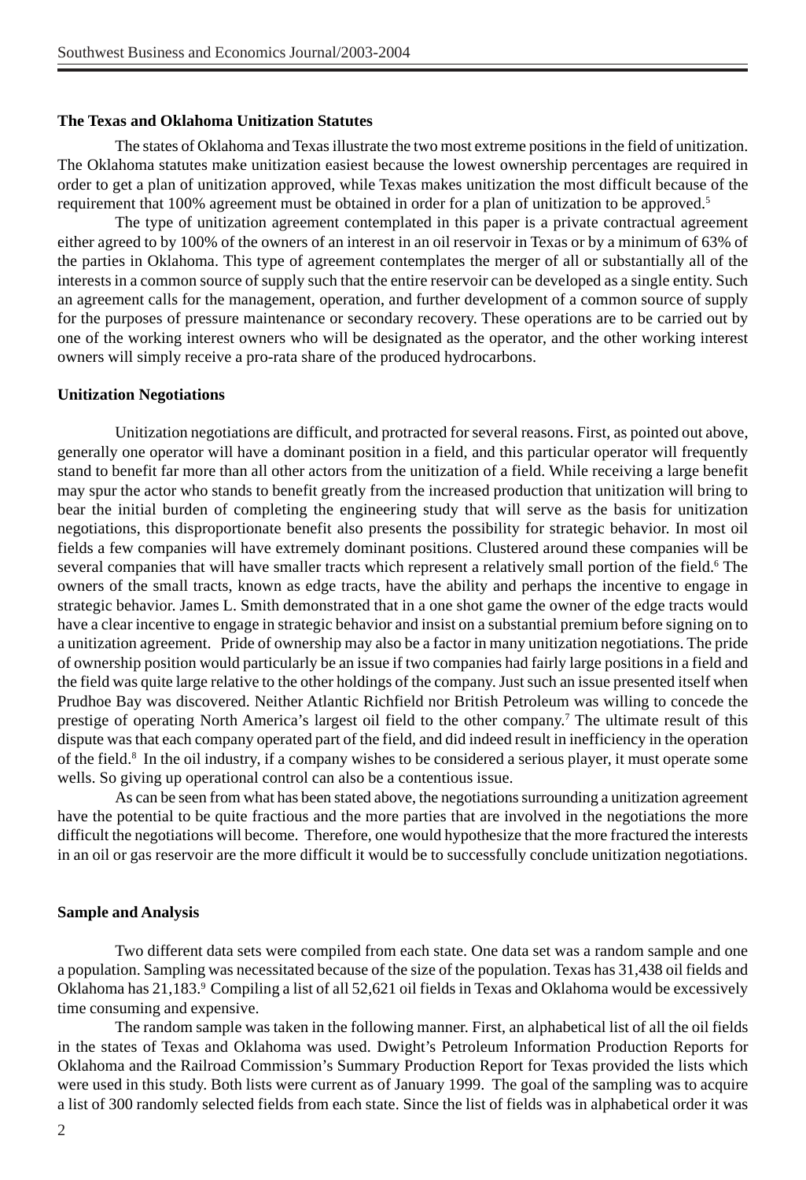**The Texas and Oklahoma Unitization Statutes**

The states of Oklahoma and Texas illustrate the two most extreme positions in the field of unitization. The Oklahoma statutes make unitization easiest because the lowest ownership percentages are required in order to get a plan of unitization approved, while Texas makes unitization the most difficult because of the requirement that 100% agreement must be obtained in order for a plan of unitization to be approved.[5]

The type of unitization agreement contemplated in this paper is a private contractual agreement either agreed to by 100% of the owners of an interest in an oil reservoir in Texas or by a minimum of 63% of the parties in Oklahoma. This type of agreement contemplates the merger of all or substantially all of the interests in a common source of supply such that the entire reservoir can be developed as a single entity. Such an agreement calls for the management, operation, and further development of a common source of supply for the purposes of pressure maintenance or secondary recovery. These operations are to be carried out by one of the working interest owners who will be designated as the operator, and the other working interest owners will simply receive a pro-rata share of the produced hydrocarbons.

**Unitization Negotiations**

Unitization negotiations are difficult, and protracted for several reasons. First, as pointed out above, generally one operator will have a dominant position in a field, and this particular operator will frequently stand to benefit far more than all other actors from the unitization of a field. While receiving a large benefit may spur the actor who stands to benefit greatly from the increased production that unitization will bring to bear the initial burden of completing the engineering study that will serve as the basis for unitization negotiations, this disproportionate benefit also presents the possibility for strategic behavior. In most oil fields a few companies will have extremely dominant positions. Clustered around these companies will be several companies that will have smaller tracts which represent a relatively small portion of the field.[6] The owners of the small tracts, known as edge tracts, have the ability and perhaps the incentive to engage in strategic behavior. James L. Smith demonstrated that in a one shot game the owner of the edge tracts would have a clear incentive to engage in strategic behavior and insist on a substantial premium before signing on to a unitization agreement. Pride of ownership may also be a factor in many unitization negotiations. The pride of ownership position would particularly be an issue if two companies had fairly large positions in a field and the field was quite large relative to the other holdings of the company. Just such an issue presented itself when Prudhoe Bay was discovered. Neither Atlantic Richfield nor British Petroleum was willing to concede the prestige of operating North America's largest oil field to the other company.[7] The ultimate result of this dispute was that each company operated part of the field, and did indeed result in inefficiency in the operation of the field.[8] In the oil industry, if a company wishes to be considered a serious player, it must operate some wells. So giving up operational control can also be a contentious issue.

As can be seen from what has been stated above, the negotiations surrounding a unitization agreement have the potential to be quite fractious and the more parties that are involved in the negotiations the more difficult the negotiations will become. Therefore, one would hypothesize that the more fractured the interests in an oil or gas reservoir are the more difficult it would be to successfully conclude unitization negotiations.

**Sample and Analysis**

Two different data sets were compiled from each state. One data set was a random sample and one a population. Sampling was necessitated because of the size of the population. Texas has 31,438 oil fields and Oklahoma has 21,183.[9] Compiling a list of all 52,621 oil fields in Texas and Oklahoma would be excessively time consuming and expensive.

The random sample was taken in the following manner. First, an alphabetical list of all the oil fields in the states of Texas and Oklahoma was used. Dwight's Petroleum Information Production Reports for Oklahoma and the Railroad Commission's Summary Production Report for Texas provided the lists which were used in this study. Both lists were current as of January 1999. The goal of the sampling was to acquire a list of 300 randomly selected fields from each state. Since the list of fields was in alphabetical order it was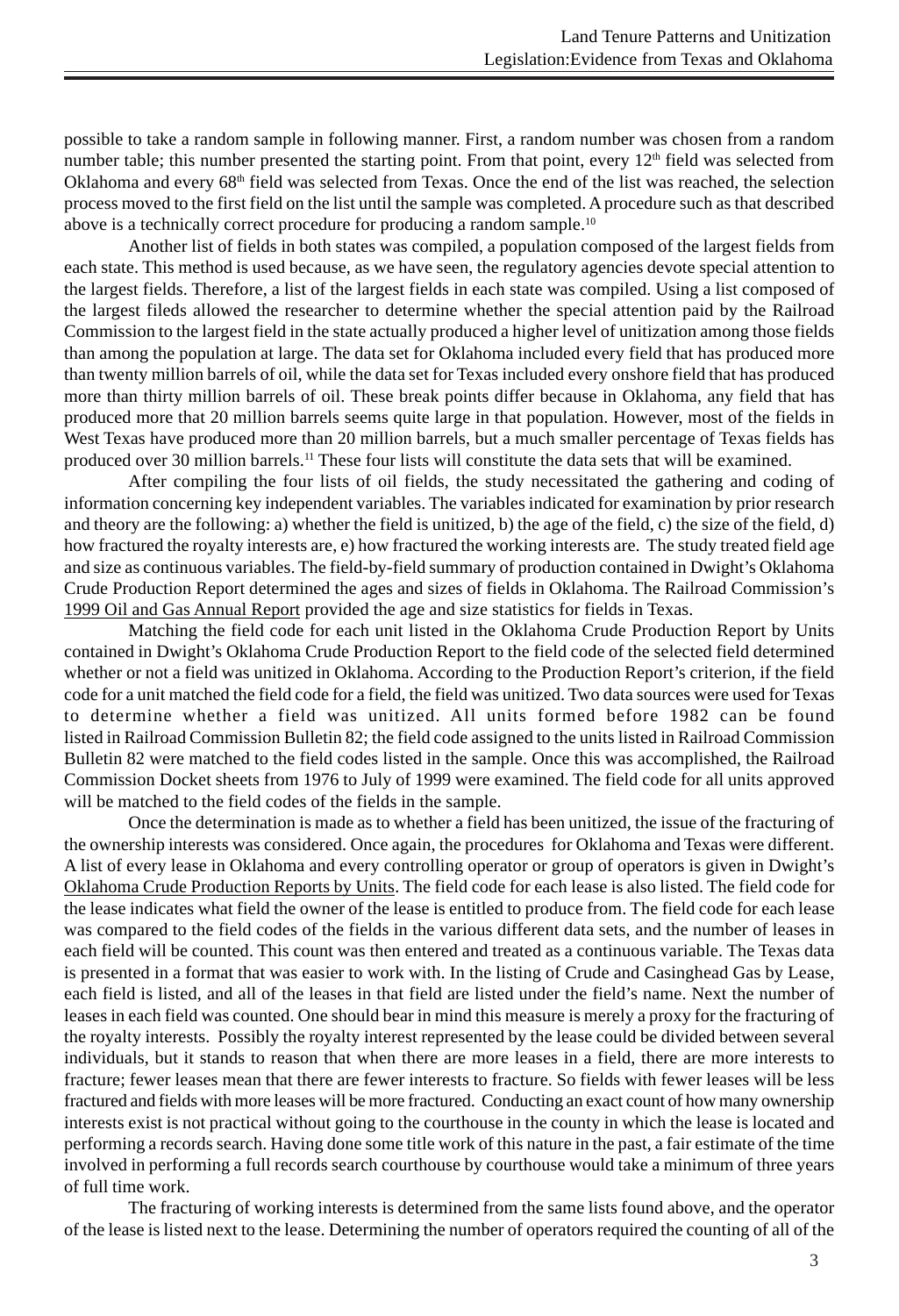possible to take a random sample in following manner. First, a random number was chosen from a random number table; this number presented the starting point. From that point, every 12th field was selected from Oklahoma and every 68th field was selected from Texas. Once the end of the list was reached, the selection process moved to the first field on the list until the sample was completed. A procedure such as that described above is a technically correct procedure for producing a random sample.[10]

Another list of fields in both states was compiled, a population composed of the largest fields from each state. This method is used because, as we have seen, the regulatory agencies devote special attention to the largest fields. Therefore, a list of the largest fields in each state was compiled. Using a list composed of the largest fileds allowed the researcher to determine whether the special attention paid by the Railroad Commission to the largest field in the state actually produced a higher level of unitization among those fields than among the population at large. The data set for Oklahoma included every field that has produced more than twenty million barrels of oil, while the data set for Texas included every onshore field that has produced more than thirty million barrels of oil. These break points differ because in Oklahoma, any field that has produced more that 20 million barrels seems quite large in that population. However, most of the fields in West Texas have produced more than 20 million barrels, but a much smaller percentage of Texas fields has produced over 30 million barrels.[11] These four lists will constitute the data sets that will be examined.

After compiling the four lists of oil fields, the study necessitated the gathering and coding of information concerning key independent variables. The variables indicated for examination by prior research and theory are the following: a) whether the field is unitized, b) the age of the field, c) the size of the field, d) how fractured the royalty interests are, e) how fractured the working interests are. The study treated field age and size as continuous variables. The field-by-field summary of production contained in Dwight's Oklahoma Crude Production Report determined the ages and sizes of fields in Oklahoma. The Railroad Commission's <u>1999 Oil and Gas Annual Report</u> provided the age and size statistics for fields in Texas.

Matching the field code for each unit listed in the Oklahoma Crude Production Report by Units contained in Dwight's Oklahoma Crude Production Report to the field code of the selected field determined whether or not a field was unitized in Oklahoma. According to the Production Report's criterion, if the field code for a unit matched the field code for a field, the field was unitized. Two data sources were used for Texas to determine whether a field was unitized. All units formed before 1982 can be found listed in Railroad Commission Bulletin 82; the field code assigned to the units listed in Railroad Commission Bulletin 82 were matched to the field codes listed in the sample. Once this was accomplished, the Railroad Commission Docket sheets from 1976 to July of 1999 were examined. The field code for all units approved will be matched to the field codes of the fields in the sample.

Once the determination is made as to whether a field has been unitized, the issue of the fracturing of the ownership interests was considered. Once again, the procedures for Oklahoma and Texas were different. A list of every lease in Oklahoma and every controlling operator or group of operators is given in Dwight's <u>Oklahoma Crude Production Reports by Units</u>. The field code for each lease is also listed. The field code for the lease indicates what field the owner of the lease is entitled to produce from. The field code for each lease was compared to the field codes of the fields in the various different data sets, and the number of leases in each field will be counted. This count was then entered and treated as a continuous variable. The Texas data is presented in a format that was easier to work with. In the listing of Crude and Casinghead Gas by Lease, each field is listed, and all of the leases in that field are listed under the field's name. Next the number of leases in each field was counted. One should bear in mind this measure is merely a proxy for the fracturing of the royalty interests. Possibly the royalty interest represented by the lease could be divided between several individuals, but it stands to reason that when there are more leases in a field, there are more interests to fracture; fewer leases mean that there are fewer interests to fracture. So fields with fewer leases will be less fractured and fields with more leases will be more fractured. Conducting an exact count of how many ownership interests exist is not practical without going to the courthouse in the county in which the lease is located and performing a records search. Having done some title work of this nature in the past, a fair estimate of the time involved in performing a full records search courthouse by courthouse would take a minimum of three years of full time work.

The fracturing of working interests is determined from the same lists found above, and the operator of the lease is listed next to the lease. Determining the number of operators required the counting of all of the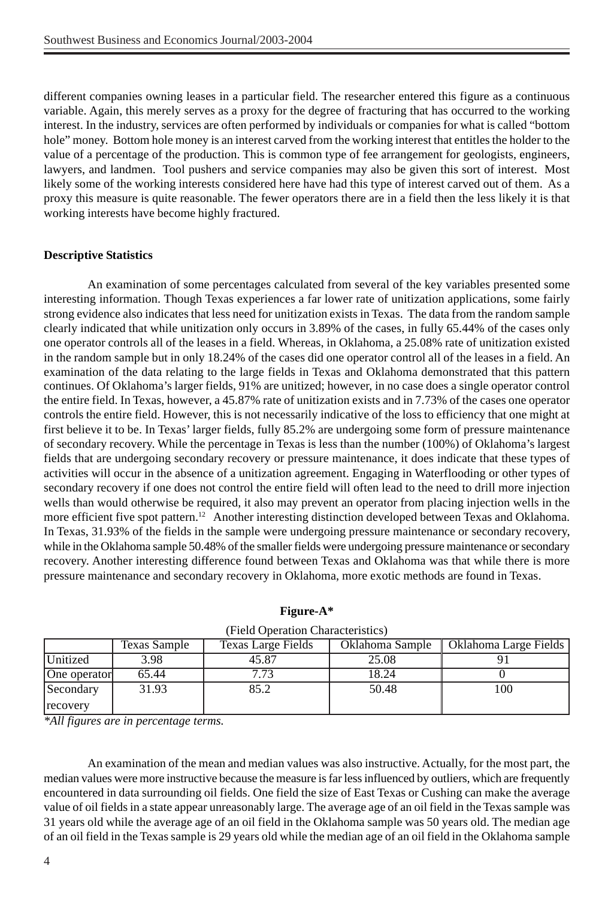different companies owning leases in a particular field. The researcher entered this figure as a continuous variable. Again, this merely serves as a proxy for the degree of fracturing that has occurred to the working interest. In the industry, services are often performed by individuals or companies for what is called "bottom hole" money. Bottom hole money is an interest carved from the working interest that entitles the holder to the value of a percentage of the production. This is common type of fee arrangement for geologists, engineers, lawyers, and landmen. Tool pushers and service companies may also be given this sort of interest. Most likely some of the working interests considered here have had this type of interest carved out of them. As a proxy this measure is quite reasonable. The fewer operators there are in a field then the less likely it is that working interests have become highly fractured.

**Descriptive Statistics**

An examination of some percentages calculated from several of the key variables presented some interesting information. Though Texas experiences a far lower rate of unitization applications, some fairly strong evidence also indicates that less need for unitization exists in Texas. The data from the random sample clearly indicated that while unitization only occurs in 3.89% of the cases, in fully 65.44% of the cases only one operator controls all of the leases in a field. Whereas, in Oklahoma, a 25.08% rate of unitization existed in the random sample but in only 18.24% of the cases did one operator control all of the leases in a field. An examination of the data relating to the large fields in Texas and Oklahoma demonstrated that this pattern continues. Of Oklahoma's larger fields, 91% are unitized; however, in no case does a single operator control the entire field. In Texas, however, a 45.87% rate of unitization exists and in 7.73% of the cases one operator controls the entire field. However, this is not necessarily indicative of the loss to efficiency that one might at first believe it to be. In Texas' larger fields, fully 85.2% are undergoing some form of pressure maintenance of secondary recovery. While the percentage in Texas is less than the number (100%) of Oklahoma's largest fields that are undergoing secondary recovery or pressure maintenance, it does indicate that these types of activities will occur in the absence of a unitization agreement. Engaging in Waterflooding or other types of secondary recovery if one does not control the entire field will often lead to the need to drill more injection wells than would otherwise be required, it also may prevent an operator from placing injection wells in the more efficient five spot pattern.[12] Another interesting distinction developed between Texas and Oklahoma. In Texas, 31.93% of the fields in the sample were undergoing pressure maintenance or secondary recovery, while in the Oklahoma sample 50.48% of the smaller fields were undergoing pressure maintenance or secondary recovery. Another interesting difference found between Texas and Oklahoma was that while there is more pressure maintenance and secondary recovery in Oklahoma, more exotic methods are found in Texas.

**Figure-A***

(Field Operation Characteristics)

| | Texas Sample | Texas Large Fields | Oklahoma Sample | Oklahoma Large Fields |
|---|---|---|---|---|
| Unitized | 3.98 | 45.87 | 25.08 | 91 |
| One operator | 65.44 | 7.73 | 18.24 | 0 |
| Secondary recovery | 31.93 | 85.2 | 50.48 | 100 |

**All figures are in percentage terms.*

An examination of the mean and median values was also instructive. Actually, for the most part, the median values were more instructive because the measure is far less influenced by outliers, which are frequently encountered in data surrounding oil fields. One field the size of East Texas or Cushing can make the average value of oil fields in a state appear unreasonably large. The average age of an oil field in the Texas sample was 31 years old while the average age of an oil field in the Oklahoma sample was 50 years old. The median age of an oil field in the Texas sample is 29 years old while the median age of an oil field in the Oklahoma sample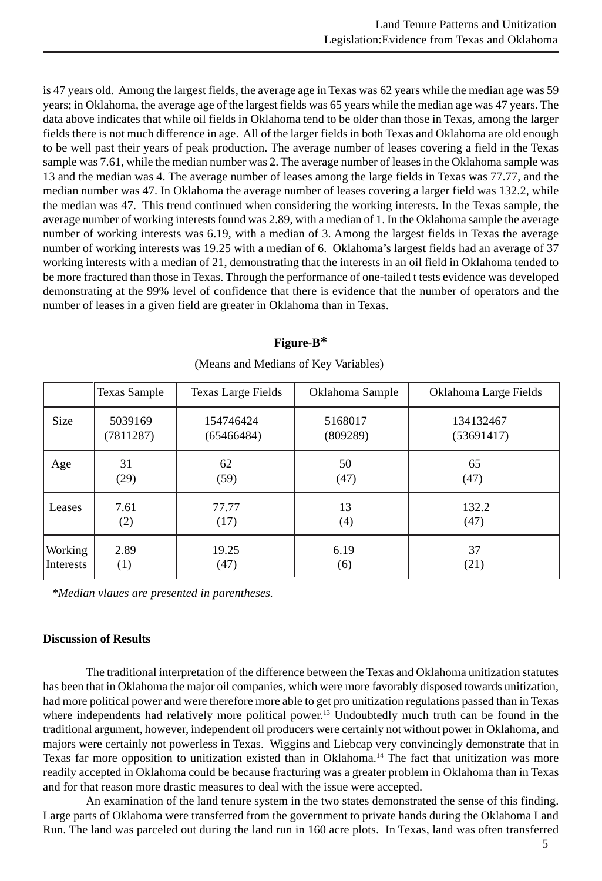is 47 years old. Among the largest fields, the average age in Texas was 62 years while the median age was 59 years; in Oklahoma, the average age of the largest fields was 65 years while the median age was 47 years. The data above indicates that while oil fields in Oklahoma tend to be older than those in Texas, among the larger fields there is not much difference in age. All of the larger fields in both Texas and Oklahoma are old enough to be well past their years of peak production. The average number of leases covering a field in the Texas sample was 7.61, while the median number was 2. The average number of leases in the Oklahoma sample was 13 and the median was 4. The average number of leases among the large fields in Texas was 77.77, and the median number was 47. In Oklahoma the average number of leases covering a larger field was 132.2, while the median was 47. This trend continued when considering the working interests. In the Texas sample, the average number of working interests found was 2.89, with a median of 1. In the Oklahoma sample the average number of working interests was 6.19, with a median of 3. Among the largest fields in Texas the average number of working interests was 19.25 with a median of 6. Oklahoma's largest fields had an average of 37 working interests with a median of 21, demonstrating that the interests in an oil field in Oklahoma tended to be more fractured than those in Texas. Through the performance of one-tailed t tests evidence was developed demonstrating at the 99% level of confidence that there is evidence that the number of operators and the number of leases in a given field are greater in Oklahoma than in Texas.

**Figure-B***

(Means and Medians of Key Variables)

| | Texas Sample | Texas Large Fields | Oklahoma Sample | Oklahoma Large Fields |
|---|---|---|---|---|
| Size | 5039169 (7811287) | 154746424 (65466484) | 5168017 (809289) | 134132467 (53691417) |
| Age | 31 (29) | 62 (59) | 50 (47) | 65 (47) |
| Leases | 7.61 (2) | 77.77 (17) | 13 (4) | 132.2 (47) |
| Working Interests | 2.89 (1) | 19.25 (47) | 6.19 (6) | 37 (21) |

*\*Median vlaues are presented in parentheses.*

**Discussion of Results**

The traditional interpretation of the difference between the Texas and Oklahoma unitization statutes has been that in Oklahoma the major oil companies, which were more favorably disposed towards unitization, had more political power and were therefore more able to get pro unitization regulations passed than in Texas where independents had relatively more political power.[13] Undoubtedly much truth can be found in the traditional argument, however, independent oil producers were certainly not without power in Oklahoma, and majors were certainly not powerless in Texas. Wiggins and Liebcap very convincingly demonstrate that in Texas far more opposition to unitization existed than in Oklahoma.[14] The fact that unitization was more readily accepted in Oklahoma could be because fracturing was a greater problem in Oklahoma than in Texas and for that reason more drastic measures to deal with the issue were accepted.

An examination of the land tenure system in the two states demonstrated the sense of this finding. Large parts of Oklahoma were transferred from the government to private hands during the Oklahoma Land Run. The land was parceled out during the land run in 160 acre plots. In Texas, land was often transferred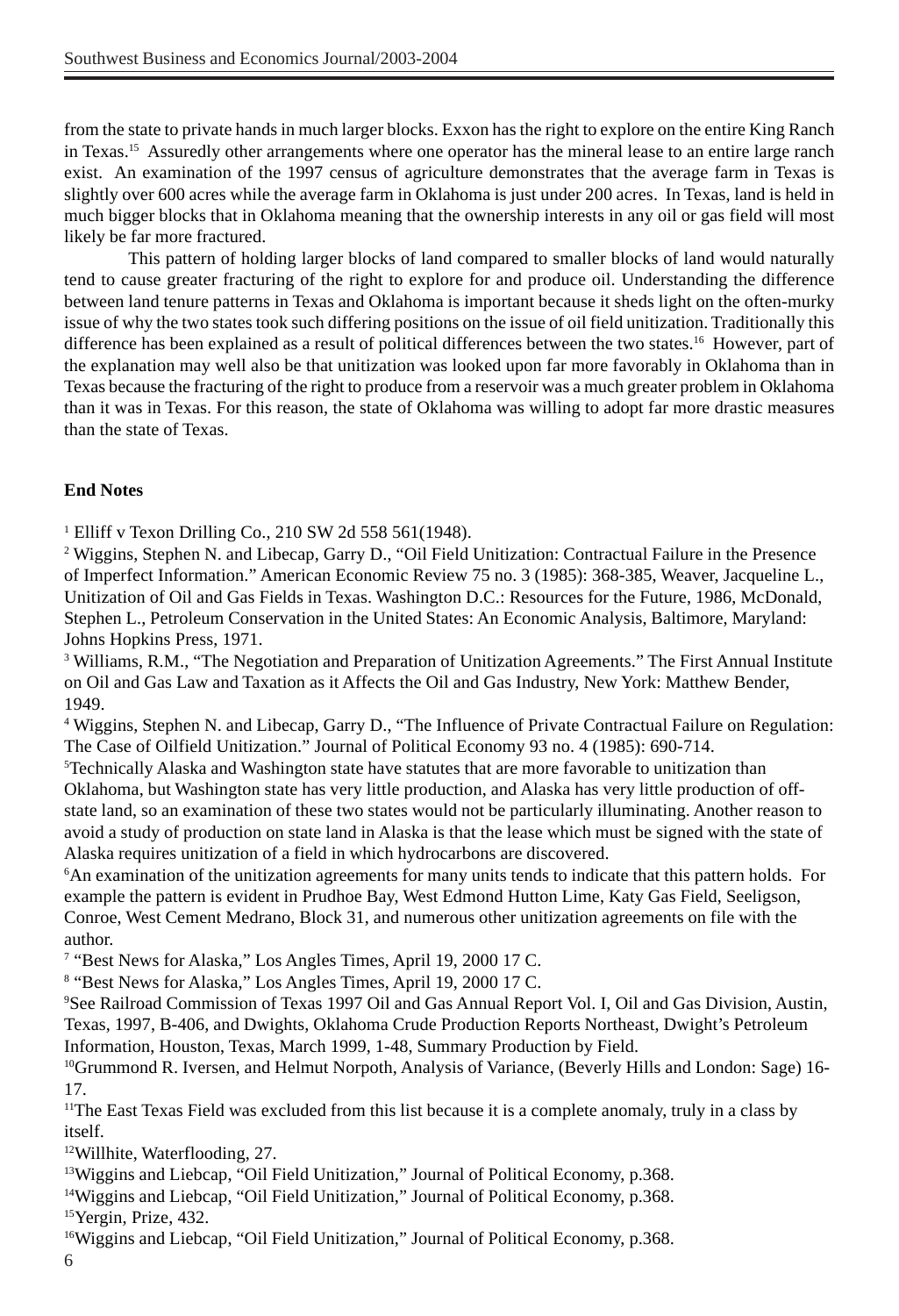from the state to private hands in much larger blocks. Exxon has the right to explore on the entire King Ranch in Texas.[15] Assuredly other arrangements where one operator has the mineral lease to an entire large ranch exist. An examination of the 1997 census of agriculture demonstrates that the average farm in Texas is slightly over 600 acres while the average farm in Oklahoma is just under 200 acres. In Texas, land is held in much bigger blocks that in Oklahoma meaning that the ownership interests in any oil or gas field will most likely be far more fractured.

This pattern of holding larger blocks of land compared to smaller blocks of land would naturally tend to cause greater fracturing of the right to explore for and produce oil. Understanding the difference between land tenure patterns in Texas and Oklahoma is important because it sheds light on the often-murky issue of why the two states took such differing positions on the issue of oil field unitization. Traditionally this difference has been explained as a result of political differences between the two states.[16] However, part of the explanation may well also be that unitization was looked upon far more favorably in Oklahoma than in Texas because the fracturing of the right to produce from a reservoir was a much greater problem in Oklahoma than it was in Texas. For this reason, the state of Oklahoma was willing to adopt far more drastic measures than the state of Texas.

**End Notes**

[1] Elliff v Texon Drilling Co., 210 SW 2d 558 561(1948).

[2] Wiggins, Stephen N. and Libecap, Garry D., "Oil Field Unitization: Contractual Failure in the Presence of Imperfect Information." American Economic Review 75 no. 3 (1985): 368-385, Weaver, Jacqueline L., Unitization of Oil and Gas Fields in Texas. Washington D.C.: Resources for the Future, 1986, McDonald, Stephen L., Petroleum Conservation in the United States: An Economic Analysis, Baltimore, Maryland: Johns Hopkins Press, 1971.

[3] Williams, R.M., "The Negotiation and Preparation of Unitization Agreements." The First Annual Institute on Oil and Gas Law and Taxation as it Affects the Oil and Gas Industry, New York: Matthew Bender, 1949.

[4] Wiggins, Stephen N. and Libecap, Garry D., "The Influence of Private Contractual Failure on Regulation: The Case of Oilfield Unitization." Journal of Political Economy 93 no. 4 (1985): 690-714.

[5]Technically Alaska and Washington state have statutes that are more favorable to unitization than Oklahoma, but Washington state has very little production, and Alaska has very little production of off-state land, so an examination of these two states would not be particularly illuminating. Another reason to avoid a study of production on state land in Alaska is that the lease which must be signed with the state of Alaska requires unitization of a field in which hydrocarbons are discovered.

[6]An examination of the unitization agreements for many units tends to indicate that this pattern holds. For example the pattern is evident in Prudhoe Bay, West Edmond Hutton Lime, Katy Gas Field, Seeligson, Conroe, West Cement Medrano, Block 31, and numerous other unitization agreements on file with the author.

[7] "Best News for Alaska," Los Angles Times, April 19, 2000 17 C.

[8] "Best News for Alaska," Los Angles Times, April 19, 2000 17 C.

[9]See Railroad Commission of Texas 1997 Oil and Gas Annual Report Vol. I, Oil and Gas Division, Austin, Texas, 1997, B-406, and Dwights, Oklahoma Crude Production Reports Northeast, Dwight's Petroleum Information, Houston, Texas, March 1999, 1-48, Summary Production by Field.

[10]Grummond R. Iversen, and Helmut Norpoth, Analysis of Variance, (Beverly Hills and London: Sage) 16-17.

[11]The East Texas Field was excluded from this list because it is a complete anomaly, truly in a class by itself.

[12]Willhite, Waterflooding, 27.

[13]Wiggins and Liebcap, "Oil Field Unitization," Journal of Political Economy, p.368.

[14]Wiggins and Liebcap, "Oil Field Unitization," Journal of Political Economy, p.368.

[15]Yergin, Prize, 432.

[16]Wiggins and Liebcap, "Oil Field Unitization," Journal of Political Economy, p.368.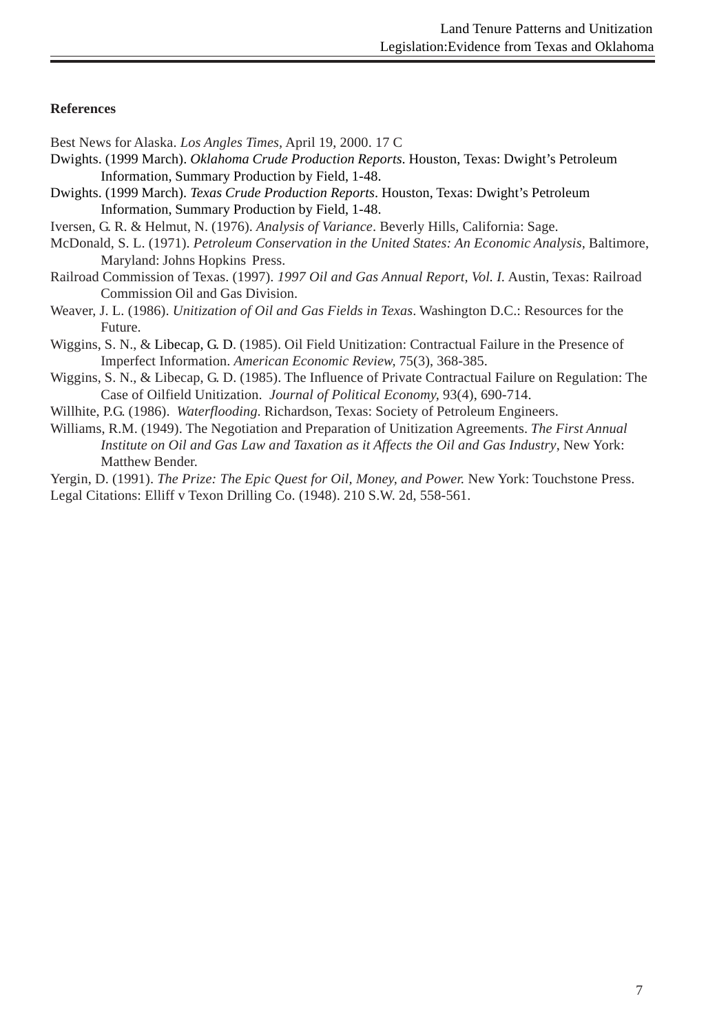**References**

Best News for Alaska. *Los Angles Times*, April 19, 2000. 17 C

Dwights. (1999 March). *Oklahoma Crude Production Reports.* Houston, Texas: Dwight's Petroleum Information, Summary Production by Field, 1-48.

Dwights. (1999 March). *Texas Crude Production Reports*. Houston, Texas: Dwight's Petroleum Information, Summary Production by Field, 1-48.

Iversen, G. R. & Helmut, N. (1976). *Analysis of Variance*. Beverly Hills, California: Sage.

McDonald, S. L. (1971). *Petroleum Conservation in the United States: An Economic Analysis*, Baltimore, Maryland: Johns Hopkins Press.

Railroad Commission of Texas. (1997). *1997 Oil and Gas Annual Report, Vol. I.* Austin, Texas: Railroad Commission Oil and Gas Division.

Weaver, J. L. (1986). *Unitization of Oil and Gas Fields in Texas*. Washington D.C.: Resources for the Future.

Wiggins, S. N., & Libecap, G. D. (1985). Oil Field Unitization: Contractual Failure in the Presence of Imperfect Information. *American Economic Review*, 75(3), 368-385.

Wiggins, S. N., & Libecap, G. D. (1985). The Influence of Private Contractual Failure on Regulation: The Case of Oilfield Unitization. *Journal of Political Economy*, 93(4), 690-714.

Willhite, P.G. (1986). *Waterflooding*. Richardson, Texas: Society of Petroleum Engineers.

Williams, R.M. (1949). The Negotiation and Preparation of Unitization Agreements. *The First Annual Institute on Oil and Gas Law and Taxation as it Affects the Oil and Gas Industry*, New York: Matthew Bender.

Yergin, D. (1991). *The Prize: The Epic Quest for Oil, Money, and Power.* New York: Touchstone Press.

Legal Citations: Elliff v Texon Drilling Co. (1948). 210 S.W. 2d, 558-561.